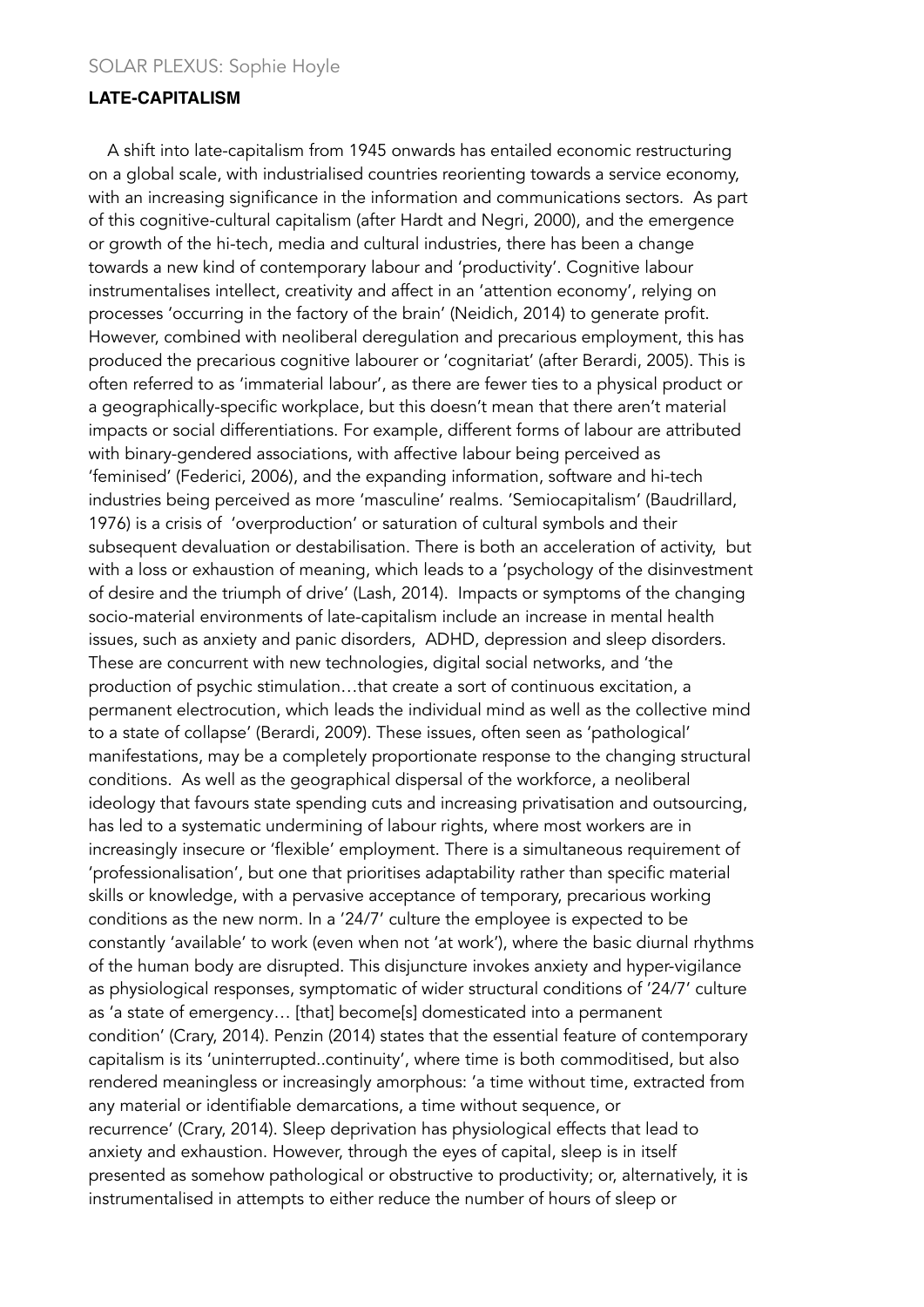SOLAR PLEXUS: Sophie Hoyle

## LATE-CAPITALISM

A shift into late-capitalism from 1945 onwards has entailed economic restructuring on a global scale, with industrialised countries reorienting towards a service economy, with an increasing significance in the information and communications sectors. As part of this cognitive-cultural capitalism (after Hardt and Negri, 2000), and the emergence or growth of the hi-tech, media and cultural industries, there has been a change towards a new kind of contemporary labour and 'productivity'. Cognitive labour instrumentalises intellect, creativity and affect in an 'attention economy', relying on processes 'occurring in the factory of the brain' (Neidich, 2014) to generate profit. However, combined with neoliberal deregulation and precarious employment, this has produced the precarious cognitive labourer or 'cognitariat' (after Berardi, 2005). This is often referred to as 'immaterial labour', as there are fewer ties to a physical product or a geographically-specific workplace, but this doesn't mean that there aren't material impacts or social differentiations. For example, different forms of labour are attributed with binary-gendered associations, with affective labour being perceived as 'feminised' (Federici, 2006), and the expanding information, software and hi-tech industries being perceived as more 'masculine' realms. 'Semiocapitalism' (Baudrillard, 1976) is a crisis of 'overproduction' or saturation of cultural symbols and their subsequent devaluation or destabilisation. There is both an acceleration of activity, but with a loss or exhaustion of meaning, which leads to a 'psychology of the disinvestment of desire and the triumph of drive' (Lash, 2014). Impacts or symptoms of the changing socio-material environments of late-capitalism include an increase in mental health issues, such as anxiety and panic disorders, ADHD, depression and sleep disorders. These are concurrent with new technologies, digital social networks, and 'the production of psychic stimulation…that create a sort of continuous excitation, a permanent electrocution, which leads the individual mind as well as the collective mind to a state of collapse' (Berardi, 2009). These issues, often seen as 'pathological' manifestations, may be a completely proportionate response to the changing structural conditions. As well as the geographical dispersal of the workforce, a neoliberal ideology that favours state spending cuts and increasing privatisation and outsourcing, has led to a systematic undermining of labour rights, where most workers are in increasingly insecure or 'flexible' employment. There is a simultaneous requirement of 'professionalisation', but one that prioritises adaptability rather than specific material skills or knowledge, with a pervasive acceptance of temporary, precarious working conditions as the new norm. In a '24/7' culture the employee is expected to be constantly 'available' to work (even when not 'at work'), where the basic diurnal rhythms of the human body are disrupted. This disjuncture invokes anxiety and hyper-vigilance as physiological responses, symptomatic of wider structural conditions of '24/7' culture as 'a state of emergency… [that] become[s] domesticated into a permanent condition' (Crary, 2014). Penzin (2014) states that the essential feature of contemporary capitalism is its 'uninterrupted..continuity', where time is both commoditised, but also rendered meaningless or increasingly amorphous: 'a time without time, extracted from any material or identifiable demarcations, a time without sequence, or recurrence' (Crary, 2014). Sleep deprivation has physiological effects that lead to anxiety and exhaustion. However, through the eyes of capital, sleep is in itself presented as somehow pathological or obstructive to productivity; or, alternatively, it is instrumentalised in attempts to either reduce the number of hours of sleep or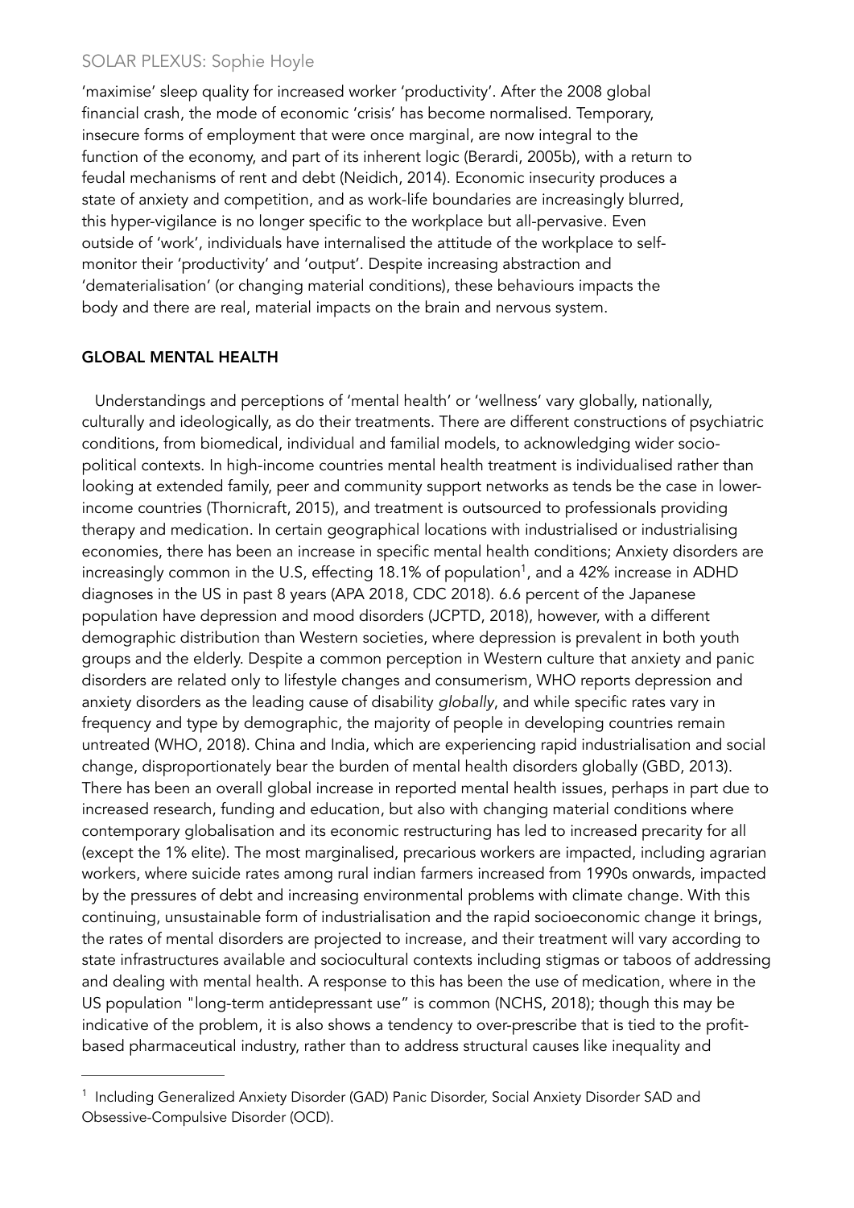'maximise' sleep quality for increased worker 'productivity'. After the 2008 global financial crash, the mode of economic 'crisis' has become normalised. Temporary, insecure forms of employment that were once marginal, are now integral to the function of the economy, and part of its inherent logic (Berardi, 2005b), with a return to feudal mechanisms of rent and debt (Neidich, 2014). Economic insecurity produces a state of anxiety and competition, and as work-life boundaries are increasingly blurred, this hyper-vigilance is no longer specific to the workplace but all-pervasive. Even outside of 'work', individuals have internalised the attitude of the workplace to self-monitor their 'productivity' and 'output'. Despite increasing abstraction and 'dematerialisation' (or changing material conditions), these behaviours impacts the body and there are real, material impacts on the brain and nervous system.

## GLOBAL MENTAL HEALTH

Understandings and perceptions of 'mental health' or 'wellness' vary globally, nationally, culturally and ideologically, as do their treatments. There are different constructions of psychiatric conditions, from biomedical, individual and familial models, to acknowledging wider socio-political contexts. In high-income countries mental health treatment is individualised rather than looking at extended family, peer and community support networks as tends be the case in lower-income countries (Thornicraft, 2015), and treatment is outsourced to professionals providing therapy and medication. In certain geographical locations with industrialised or industrialising economies, there has been an increase in specific mental health conditions; Anxiety disorders are increasingly common in the U.S, effecting 18.1% of population[1], and a 42% increase in ADHD diagnoses in the US in past 8 years (APA 2018, CDC 2018). 6.6 percent of the Japanese population have depression and mood disorders (JCPTD, 2018), however, with a different demographic distribution than Western societies, where depression is prevalent in both youth groups and the elderly. Despite a common perception in Western culture that anxiety and panic disorders are related only to lifestyle changes and consumerism, WHO reports depression and anxiety disorders as the leading cause of disability *globally*, and while specific rates vary in frequency and type by demographic, the majority of people in developing countries remain untreated (WHO, 2018). China and India, which are experiencing rapid industrialisation and social change, disproportionately bear the burden of mental health disorders globally (GBD, 2013). There has been an overall global increase in reported mental health issues, perhaps in part due to increased research, funding and education, but also with changing material conditions where contemporary globalisation and its economic restructuring has led to increased precarity for all (except the 1% elite). The most marginalised, precarious workers are impacted, including agrarian workers, where suicide rates among rural indian farmers increased from 1990s onwards, impacted by the pressures of debt and increasing environmental problems with climate change. With this continuing, unsustainable form of industrialisation and the rapid socioeconomic change it brings, the rates of mental disorders are projected to increase, and their treatment will vary according to state infrastructures available and sociocultural contexts including stigmas or taboos of addressing and dealing with mental health. A response to this has been the use of medication, where in the US population "long-term antidepressant use" is common (NCHS, 2018); though this may be indicative of the problem, it is also shows a tendency to over-prescribe that is tied to the profit-based pharmaceutical industry, rather than to address structural causes like inequality and

---

[1] Including Generalized Anxiety Disorder (GAD) Panic Disorder, Social Anxiety Disorder SAD and Obsessive-Compulsive Disorder (OCD).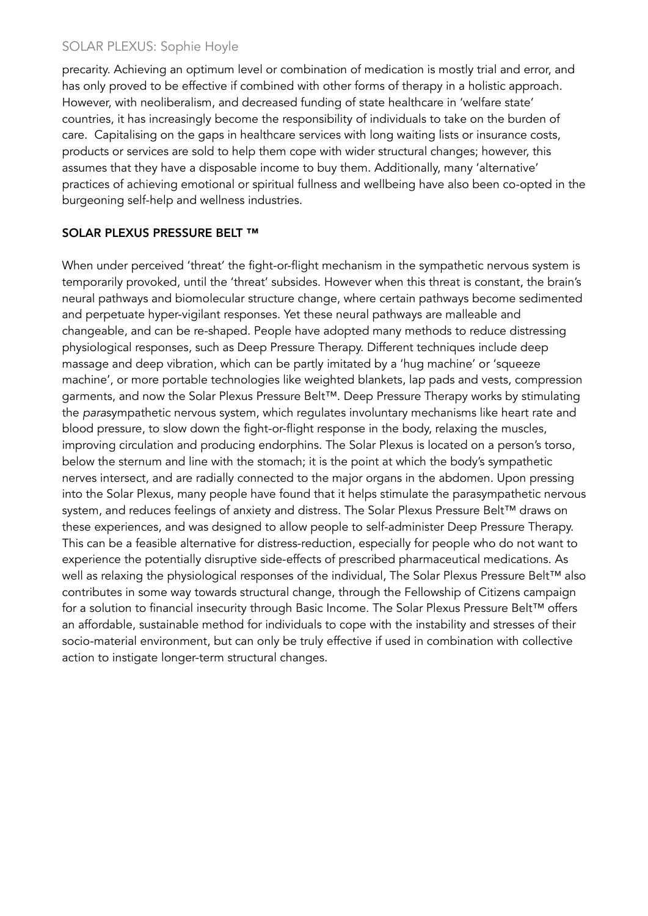precarity. Achieving an optimum level or combination of medication is mostly trial and error, and has only proved to be effective if combined with other forms of therapy in a holistic approach. However, with neoliberalism, and decreased funding of state healthcare in 'welfare state' countries, it has increasingly become the responsibility of individuals to take on the burden of care. Capitalising on the gaps in healthcare services with long waiting lists or insurance costs, products or services are sold to help them cope with wider structural changes; however, this assumes that they have a disposable income to buy them. Additionally, many 'alternative' practices of achieving emotional or spiritual fullness and wellbeing have also been co-opted in the burgeoning self-help and wellness industries.

## SOLAR PLEXUS PRESSURE BELT ™

When under perceived 'threat' the fight-or-flight mechanism in the sympathetic nervous system is temporarily provoked, until the 'threat' subsides. However when this threat is constant, the brain's neural pathways and biomolecular structure change, where certain pathways become sedimented and perpetuate hyper-vigilant responses. Yet these neural pathways are malleable and changeable, and can be re-shaped. People have adopted many methods to reduce distressing physiological responses, such as Deep Pressure Therapy. Different techniques include deep massage and deep vibration, which can be partly imitated by a 'hug machine' or 'squeeze machine', or more portable technologies like weighted blankets, lap pads and vests, compression garments, and now the Solar Plexus Pressure Belt™. Deep Pressure Therapy works by stimulating the *para*sympathetic nervous system, which regulates involuntary mechanisms like heart rate and blood pressure, to slow down the fight-or-flight response in the body, relaxing the muscles, improving circulation and producing endorphins. The Solar Plexus is located on a person's torso, below the sternum and line with the stomach; it is the point at which the body's sympathetic nerves intersect, and are radially connected to the major organs in the abdomen. Upon pressing into the Solar Plexus, many people have found that it helps stimulate the parasympathetic nervous system, and reduces feelings of anxiety and distress. The Solar Plexus Pressure Belt™ draws on these experiences, and was designed to allow people to self-administer Deep Pressure Therapy. This can be a feasible alternative for distress-reduction, especially for people who do not want to experience the potentially disruptive side-effects of prescribed pharmaceutical medications. As well as relaxing the physiological responses of the individual, The Solar Plexus Pressure Belt™ also contributes in some way towards structural change, through the Fellowship of Citizens campaign for a solution to financial insecurity through Basic Income. The Solar Plexus Pressure Belt™ offers an affordable, sustainable method for individuals to cope with the instability and stresses of their socio-material environment, but can only be truly effective if used in combination with collective action to instigate longer-term structural changes.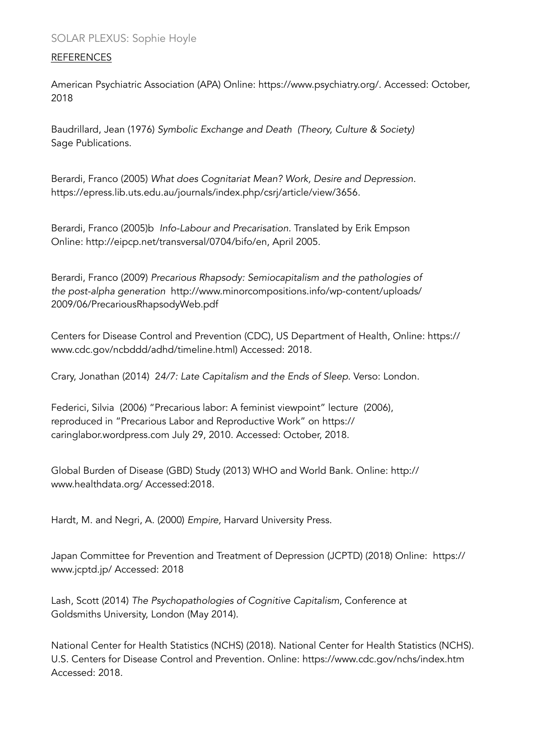SOLAR PLEXUS: Sophie Hoyle

## REFERENCES

American Psychiatric Association (APA) Online: https://www.psychiatry.org/. Accessed: October, 2018

Baudrillard, Jean (1976) *Symbolic Exchange and Death (Theory, Culture & Society)* Sage Publications.

Berardi, Franco (2005) *What does Cognitariat Mean? Work, Desire and Depression.* https://epress.lib.uts.edu.au/journals/index.php/csrj/article/view/3656.

Berardi, Franco (2005)b *Info-Labour and Precarisation.* Translated by Erik Empson Online: http://eipcp.net/transversal/0704/bifo/en, April 2005.

Berardi, Franco (2009) *Precarious Rhapsody: Semiocapitalism and the pathologies of the post-alpha generation* http://www.minorcompositions.info/wp-content/uploads/2009/06/PrecariousRhapsodyWeb.pdf

Centers for Disease Control and Prevention (CDC), US Department of Health, Online: https://www.cdc.gov/ncbddd/adhd/timeline.html) Accessed: 2018.

Crary, Jonathan (2014) *24/7: Late Capitalism and the Ends of Sleep*. Verso: London.

Federici, Silvia (2006) "Precarious labor: A feminist viewpoint" lecture (2006), reproduced in "Precarious Labor and Reproductive Work" on https://caringlabor.wordpress.com July 29, 2010. Accessed: October, 2018.

Global Burden of Disease (GBD) Study (2013) WHO and World Bank. Online: http://www.healthdata.org/ Accessed:2018.

Hardt, M. and Negri, A. (2000) *Empire,* Harvard University Press.

Japan Committee for Prevention and Treatment of Depression (JCPTD) (2018) Online: https://www.jcptd.jp/ Accessed: 2018

Lash, Scott (2014) *The Psychopathologies of Cognitive Capitalism*, Conference at Goldsmiths University, London (May 2014).

National Center for Health Statistics (NCHS) (2018). National Center for Health Statistics (NCHS). U.S. Centers for Disease Control and Prevention. Online: https://www.cdc.gov/nchs/index.htm Accessed: 2018.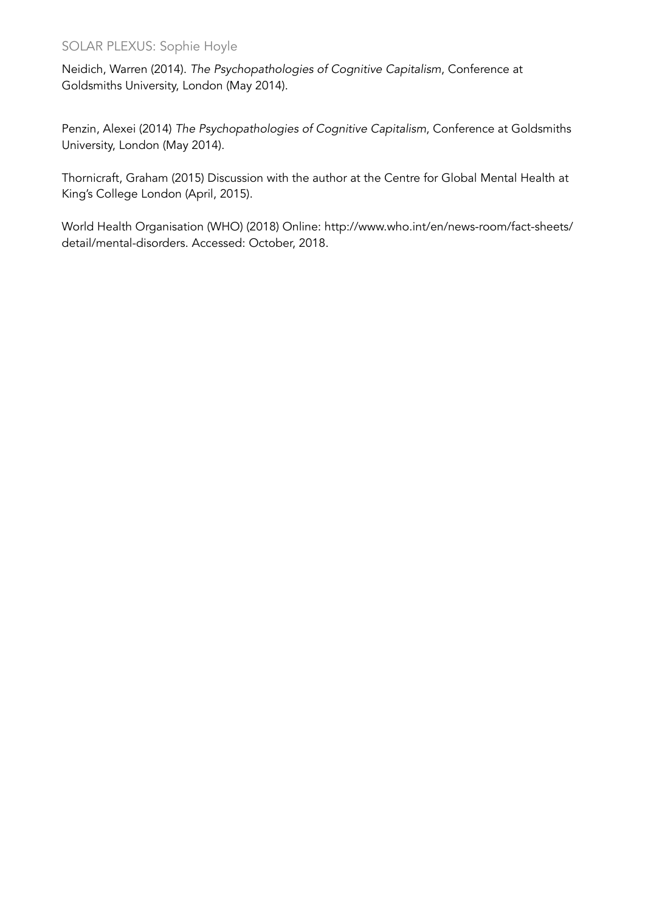Neidich, Warren (2014). *The Psychopathologies of Cognitive Capitalism*, Conference at Goldsmiths University, London (May 2014).

Penzin, Alexei (2014) *The Psychopathologies of Cognitive Capitalism*, Conference at Goldsmiths University, London (May 2014).

Thornicraft, Graham (2015) Discussion with the author at the Centre for Global Mental Health at King's College London (April, 2015).

World Health Organisation (WHO) (2018) Online: http://www.who.int/en/news-room/fact-sheets/detail/mental-disorders. Accessed: October, 2018.